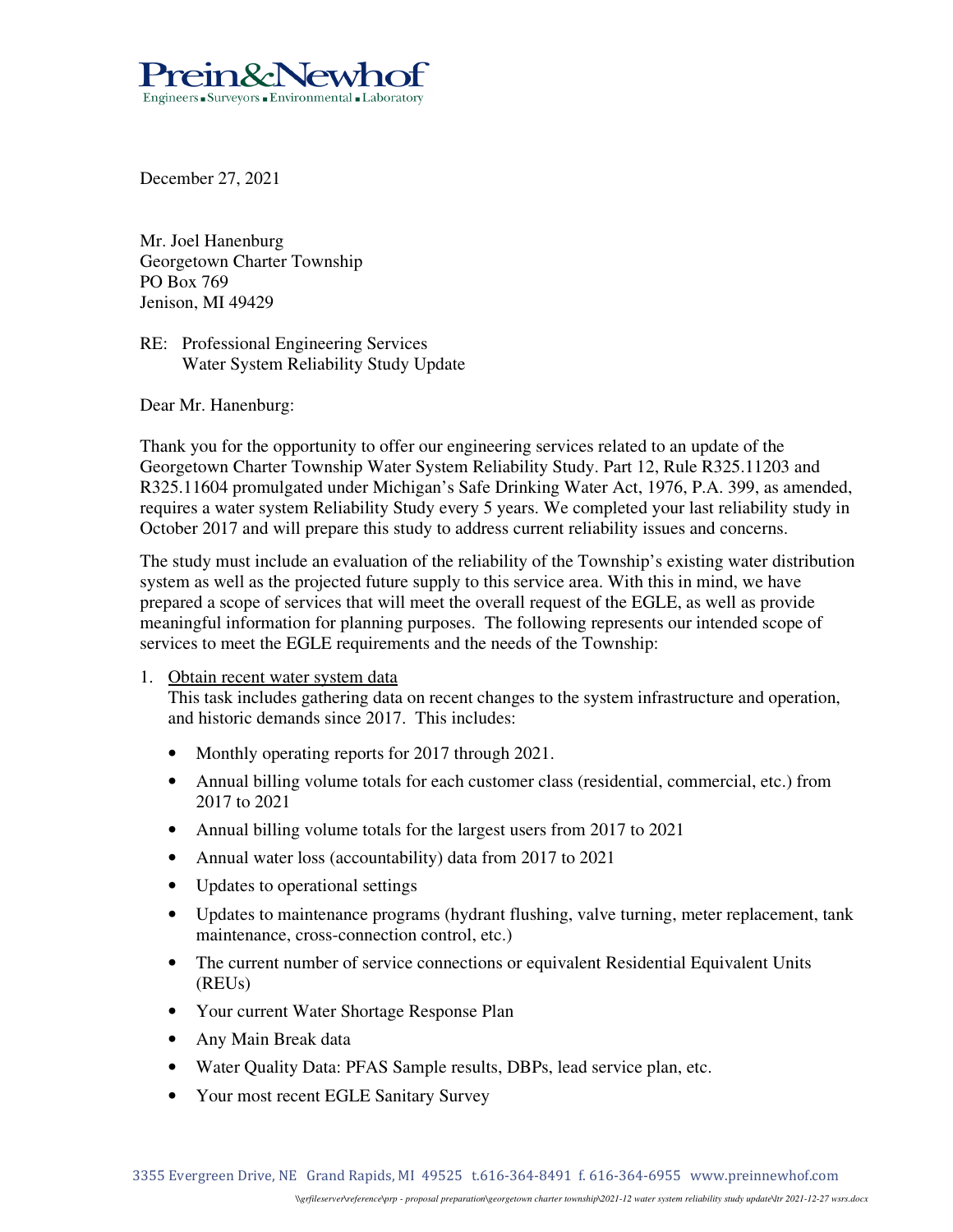Prein&Newhof

Engineers ▪ Surveyors ▪ Environmental ▪ Laboratory

December 27, 2021

Mr. Joel Hanenburg
Georgetown Charter Township
PO Box 769
Jenison, MI 49429

RE: Professional Engineering Services
Water System Reliability Study Update

Dear Mr. Hanenburg:

Thank you for the opportunity to offer our engineering services related to an update of the Georgetown Charter Township Water System Reliability Study. Part 12, Rule R325.11203 and R325.11604 promulgated under Michigan's Safe Drinking Water Act, 1976, P.A. 399, as amended, requires a water system Reliability Study every 5 years. We completed your last reliability study in October 2017 and will prepare this study to address current reliability issues and concerns.

The study must include an evaluation of the reliability of the Township's existing water distribution system as well as the projected future supply to this service area. With this in mind, we have prepared a scope of services that will meet the overall request of the EGLE, as well as provide meaningful information for planning purposes. The following represents our intended scope of services to meet the EGLE requirements and the needs of the Township:

1. Obtain recent water system data

   This task includes gathering data on recent changes to the system infrastructure and operation, and historic demands since 2017. This includes:

   - Monthly operating reports for 2017 through 2021.
   - Annual billing volume totals for each customer class (residential, commercial, etc.) from 2017 to 2021
   - Annual billing volume totals for the largest users from 2017 to 2021
   - Annual water loss (accountability) data from 2017 to 2021
   - Updates to operational settings
   - Updates to maintenance programs (hydrant flushing, valve turning, meter replacement, tank maintenance, cross-connection control, etc.)
   - The current number of service connections or equivalent Residential Equivalent Units (REUs)
   - Your current Water Shortage Response Plan
   - Any Main Break data
   - Water Quality Data: PFAS Sample results, DBPs, lead service plan, etc.
   - Your most recent EGLE Sanitary Survey

3355 Evergreen Drive, NE Grand Rapids, MI 49525 t.616-364-8491 f. 616-364-6955 www.preinnewhof.com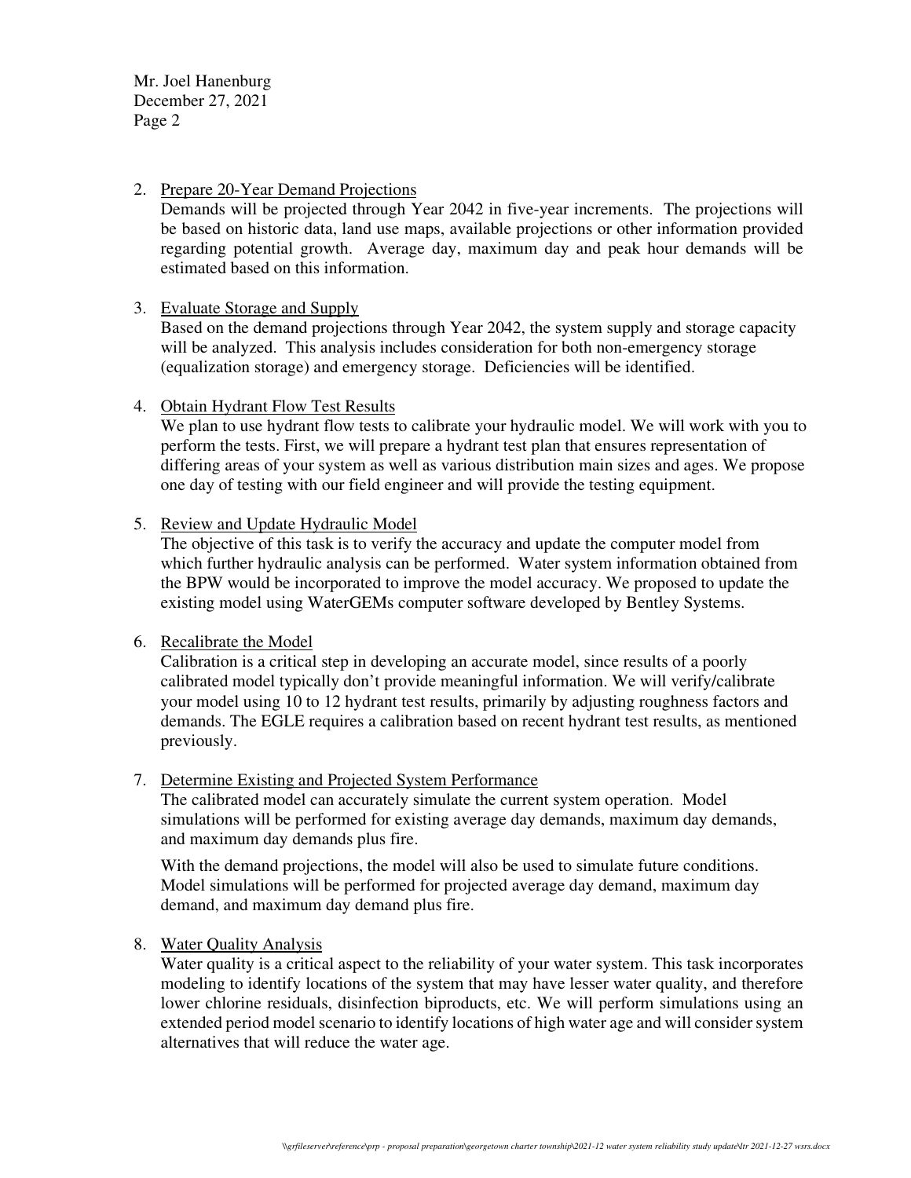Mr. Joel Hanenburg
December 27, 2021
Page 2

2. Prepare 20-Year Demand Projections
   Demands will be projected through Year 2042 in five-year increments. The projections will be based on historic data, land use maps, available projections or other information provided regarding potential growth. Average day, maximum day and peak hour demands will be estimated based on this information.

3. Evaluate Storage and Supply
   Based on the demand projections through Year 2042, the system supply and storage capacity will be analyzed. This analysis includes consideration for both non-emergency storage (equalization storage) and emergency storage. Deficiencies will be identified.

4. Obtain Hydrant Flow Test Results
   We plan to use hydrant flow tests to calibrate your hydraulic model. We will work with you to perform the tests. First, we will prepare a hydrant test plan that ensures representation of differing areas of your system as well as various distribution main sizes and ages. We propose one day of testing with our field engineer and will provide the testing equipment.

5. Review and Update Hydraulic Model
   The objective of this task is to verify the accuracy and update the computer model from which further hydraulic analysis can be performed. Water system information obtained from the BPW would be incorporated to improve the model accuracy. We proposed to update the existing model using WaterGEMs computer software developed by Bentley Systems.

6. Recalibrate the Model
   Calibration is a critical step in developing an accurate model, since results of a poorly calibrated model typically don't provide meaningful information. We will verify/calibrate your model using 10 to 12 hydrant test results, primarily by adjusting roughness factors and demands. The EGLE requires a calibration based on recent hydrant test results, as mentioned previously.

7. Determine Existing and Projected System Performance
   The calibrated model can accurately simulate the current system operation. Model simulations will be performed for existing average day demands, maximum day demands, and maximum day demands plus fire.

   With the demand projections, the model will also be used to simulate future conditions. Model simulations will be performed for projected average day demand, maximum day demand, and maximum day demand plus fire.

8. Water Quality Analysis
   Water quality is a critical aspect to the reliability of your water system. This task incorporates modeling to identify locations of the system that may have lesser water quality, and therefore lower chlorine residuals, disinfection biproducts, etc. We will perform simulations using an extended period model scenario to identify locations of high water age and will consider system alternatives that will reduce the water age.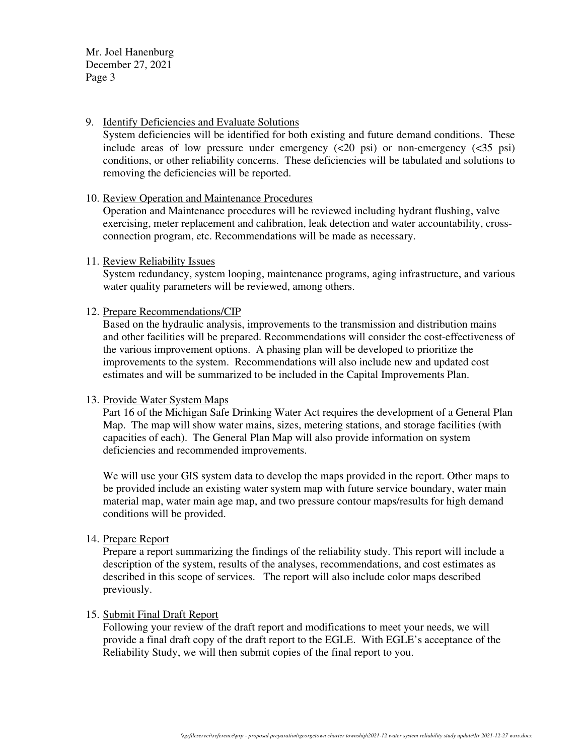9. Identify Deficiencies and Evaluate Solutions
   System deficiencies will be identified for both existing and future demand conditions. These include areas of low pressure under emergency (<20 psi) or non-emergency (<35 psi) conditions, or other reliability concerns. These deficiencies will be tabulated and solutions to removing the deficiencies will be reported.

10. Review Operation and Maintenance Procedures
    Operation and Maintenance procedures will be reviewed including hydrant flushing, valve exercising, meter replacement and calibration, leak detection and water accountability, cross-connection program, etc. Recommendations will be made as necessary.

11. Review Reliability Issues
    System redundancy, system looping, maintenance programs, aging infrastructure, and various water quality parameters will be reviewed, among others.

12. Prepare Recommendations/CIP
    Based on the hydraulic analysis, improvements to the transmission and distribution mains and other facilities will be prepared. Recommendations will consider the cost-effectiveness of the various improvement options. A phasing plan will be developed to prioritize the improvements to the system. Recommendations will also include new and updated cost estimates and will be summarized to be included in the Capital Improvements Plan.

13. Provide Water System Maps
    Part 16 of the Michigan Safe Drinking Water Act requires the development of a General Plan Map. The map will show water mains, sizes, metering stations, and storage facilities (with capacities of each). The General Plan Map will also provide information on system deficiencies and recommended improvements.

    We will use your GIS system data to develop the maps provided in the report. Other maps to be provided include an existing water system map with future service boundary, water main material map, water main age map, and two pressure contour maps/results for high demand conditions will be provided.

14. Prepare Report
    Prepare a report summarizing the findings of the reliability study. This report will include a description of the system, results of the analyses, recommendations, and cost estimates as described in this scope of services. The report will also include color maps described previously.

15. Submit Final Draft Report
    Following your review of the draft report and modifications to meet your needs, we will provide a final draft copy of the draft report to the EGLE. With EGLE's acceptance of the Reliability Study, we will then submit copies of the final report to you.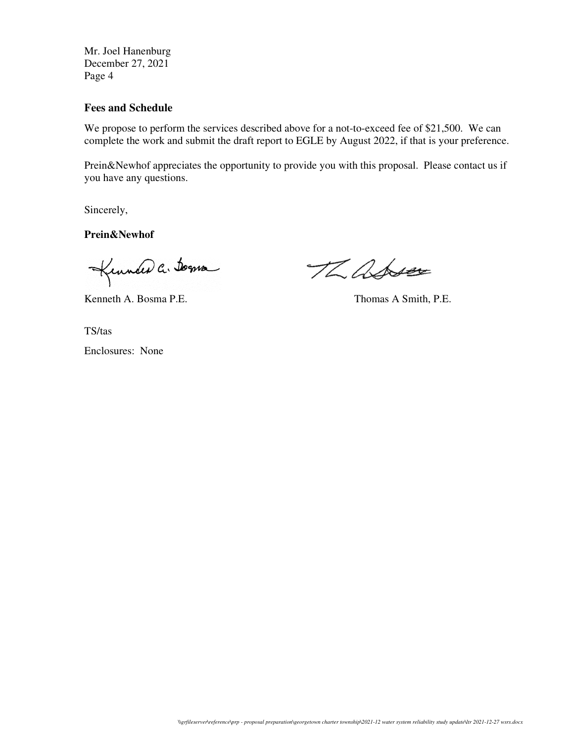## Fees and Schedule

We propose to perform the services described above for a not-to-exceed fee of $21,500. We can complete the work and submit the draft report to EGLE by August 2022, if that is your preference.

Prein&Newhof appreciates the opportunity to provide you with this proposal. Please contact us if you have any questions.

Sincerely,

**Prein&Newhof**

Kenneth A. Bosma P.E.

Thomas A Smith, P.E.

TS/tas

Enclosures: None

*\\grfileserver\reference\prp - proposal preparation\georgetown charter township\2021-12 water system reliability study update\ltr 2021-12-27 wsrs.docx*